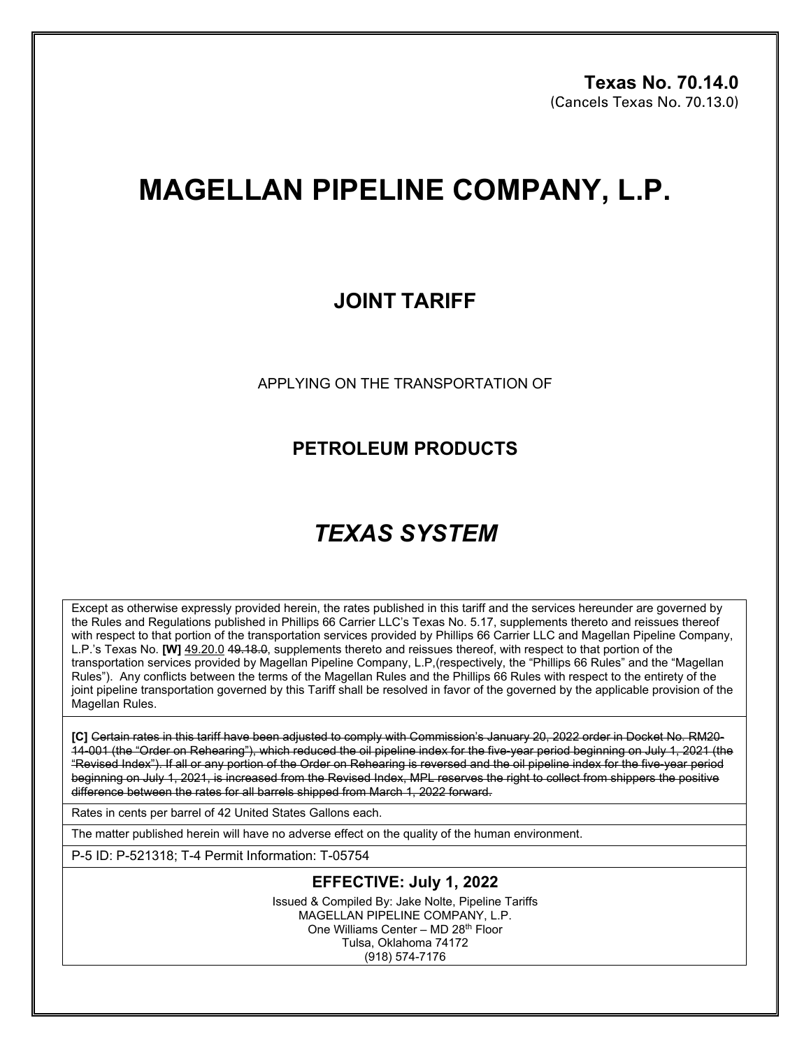**Texas No. 70.14.0**
(Cancels Texas No. 70.13.0)

# MAGELLAN PIPELINE COMPANY, L.P.

## JOINT TARIFF

APPLYING ON THE TRANSPORTATION OF

## PETROLEUM PRODUCTS

## *TEXAS SYSTEM*

Except as otherwise expressly provided herein, the rates published in this tariff and the services hereunder are governed by the Rules and Regulations published in Phillips 66 Carrier LLC's Texas No. 5.17, supplements thereto and reissues thereof with respect to that portion of the transportation services provided by Phillips 66 Carrier LLC and Magellan Pipeline Company, L.P.'s Texas No. **[W]** 49.20.0 ~~49.18.0~~, supplements thereto and reissues thereof, with respect to that portion of the transportation services provided by Magellan Pipeline Company, L.P,(respectively, the "Phillips 66 Rules" and the "Magellan Rules"). Any conflicts between the terms of the Magellan Rules and the Phillips 66 Rules with respect to the entirety of the joint pipeline transportation governed by this Tariff shall be resolved in favor of the governed by the applicable provision of the Magellan Rules.

**[C]** ~~Certain rates in this tariff have been adjusted to comply with Commission's January 20, 2022 order in Docket No. RM20-14-001 (the "Order on Rehearing"), which reduced the oil pipeline index for the five-year period beginning on July 1, 2021 (the "Revised Index"). If all or any portion of the Order on Rehearing is reversed and the oil pipeline index for the five-year period beginning on July 1, 2021, is increased from the Revised Index, MPL reserves the right to collect from shippers the positive difference between the rates for all barrels shipped from March 1, 2022 forward.~~

Rates in cents per barrel of 42 United States Gallons each.

The matter published herein will have no adverse effect on the quality of the human environment.

P-5 ID: P-521318; T-4 Permit Information: T-05754

**EFFECTIVE: July 1, 2022**

Issued & Compiled By: Jake Nolte, Pipeline Tariffs
MAGELLAN PIPELINE COMPANY, L.P.
One Williams Center – MD 28th Floor
Tulsa, Oklahoma 74172
(918) 574-7176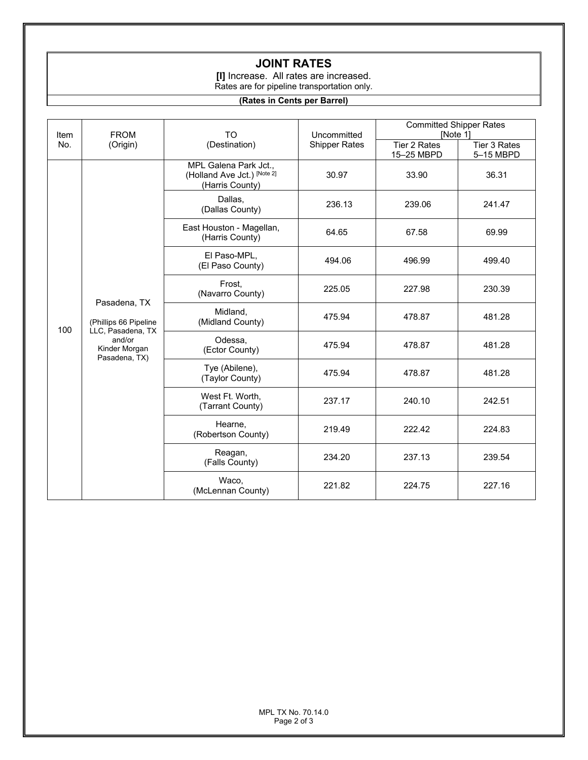## JOINT RATES

**[I]** Increase. All rates are increased.
Rates are for pipeline transportation only.

**(Rates in Cents per Barrel)**

| Item No. | FROM (Origin) | TO (Destination) | Uncommitted Shipper Rates | Committed Shipper Rates [Note 1] | |
|---|---|---|---|---|---|
| | | | | Tier 2 Rates 15–25 MBPD | Tier 3 Rates 5–15 MBPD |
| 100 | Pasadena, TX (Phillips 66 Pipeline LLC, Pasadena, TX and/or Kinder Morgan Pasadena, TX) | MPL Galena Park Jct., (Holland Ave Jct.) [Note 2] (Harris County) | 30.97 | 33.90 | 36.31 |
| | | Dallas, (Dallas County) | 236.13 | 239.06 | 241.47 |
| | | East Houston - Magellan, (Harris County) | 64.65 | 67.58 | 69.99 |
| | | El Paso-MPL, (El Paso County) | 494.06 | 496.99 | 499.40 |
| | | Frost, (Navarro County) | 225.05 | 227.98 | 230.39 |
| | | Midland, (Midland County) | 475.94 | 478.87 | 481.28 |
| | | Odessa, (Ector County) | 475.94 | 478.87 | 481.28 |
| | | Tye (Abilene), (Taylor County) | 475.94 | 478.87 | 481.28 |
| | | West Ft. Worth, (Tarrant County) | 237.17 | 240.10 | 242.51 |
| | | Hearne, (Robertson County) | 219.49 | 222.42 | 224.83 |
| | | Reagan, (Falls County) | 234.20 | 237.13 | 239.54 |
| | | Waco, (McLennan County) | 221.82 | 224.75 | 227.16 |

MPL TX No. 70.14.0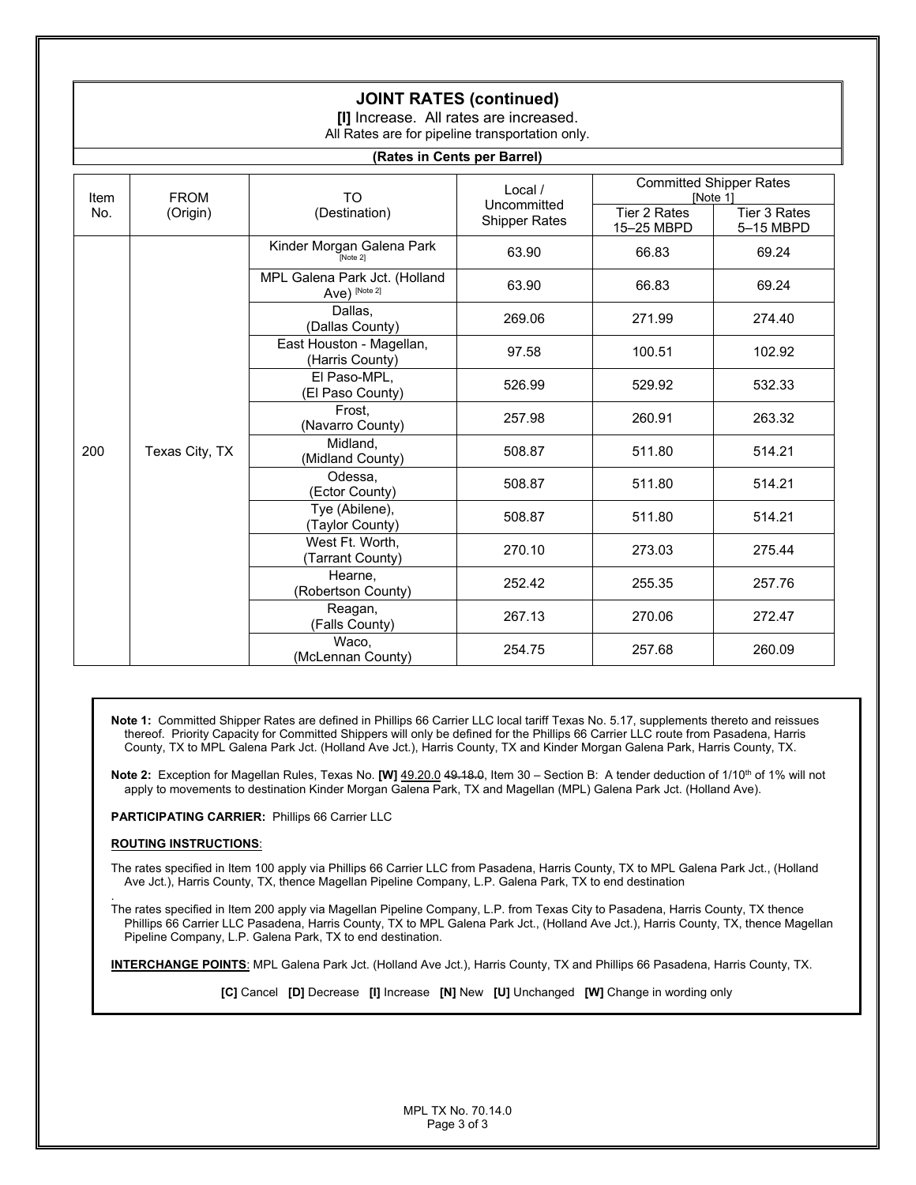## JOINT RATES (continued)

**[I]** Increase. All rates are increased.
All Rates are for pipeline transportation only.

**(Rates in Cents per Barrel)**

| Item No. | FROM (Origin) | TO (Destination) | Local / Uncommitted Shipper Rates | Committed Shipper Rates [Note 1] | |
|---|---|---|---|---|---|
| | | | | Tier 2 Rates 15–25 MBPD | Tier 3 Rates 5–15 MBPD |
| 200 | Texas City, TX | Kinder Morgan Galena Park [Note 2] | 63.90 | 66.83 | 69.24 |
| | | MPL Galena Park Jct. (Holland Ave) [Note 2] | 63.90 | 66.83 | 69.24 |
| | | Dallas, (Dallas County) | 269.06 | 271.99 | 274.40 |
| | | East Houston - Magellan, (Harris County) | 97.58 | 100.51 | 102.92 |
| | | El Paso-MPL, (El Paso County) | 526.99 | 529.92 | 532.33 |
| | | Frost, (Navarro County) | 257.98 | 260.91 | 263.32 |
| | | Midland, (Midland County) | 508.87 | 511.80 | 514.21 |
| | | Odessa, (Ector County) | 508.87 | 511.80 | 514.21 |
| | | Tye (Abilene), (Taylor County) | 508.87 | 511.80 | 514.21 |
| | | West Ft. Worth, (Tarrant County) | 270.10 | 273.03 | 275.44 |
| | | Hearne, (Robertson County) | 252.42 | 255.35 | 257.76 |
| | | Reagan, (Falls County) | 267.13 | 270.06 | 272.47 |
| | | Waco, (McLennan County) | 254.75 | 257.68 | 260.09 |

**Note 1:** Committed Shipper Rates are defined in Phillips 66 Carrier LLC local tariff Texas No. 5.17, supplements thereto and reissues thereof. Priority Capacity for Committed Shippers will only be defined for the Phillips 66 Carrier LLC route from Pasadena, Harris County, TX to MPL Galena Park Jct. (Holland Ave Jct.), Harris County, TX and Kinder Morgan Galena Park, Harris County, TX.

**Note 2:** Exception for Magellan Rules, Texas No. **[W]** 49.20.0 ~~49.18.0~~, Item 30 – Section B: A tender deduction of 1/10th of 1% will not apply to movements to destination Kinder Morgan Galena Park, TX and Magellan (MPL) Galena Park Jct. (Holland Ave).

**PARTICIPATING CARRIER:** Phillips 66 Carrier LLC

**ROUTING INSTRUCTIONS**:

The rates specified in Item 100 apply via Phillips 66 Carrier LLC from Pasadena, Harris County, TX to MPL Galena Park Jct., (Holland Ave Jct.), Harris County, TX, thence Magellan Pipeline Company, L.P. Galena Park, TX to end destination

The rates specified in Item 200 apply via Magellan Pipeline Company, L.P. from Texas City to Pasadena, Harris County, TX thence Phillips 66 Carrier LLC Pasadena, Harris County, TX to MPL Galena Park Jct., (Holland Ave Jct.), Harris County, TX, thence Magellan Pipeline Company, L.P. Galena Park, TX to end destination.

**INTERCHANGE POINTS**: MPL Galena Park Jct. (Holland Ave Jct.), Harris County, TX and Phillips 66 Pasadena, Harris County, TX.

**[C]** Cancel **[D]** Decrease **[I]** Increase **[N]** New **[U]** Unchanged **[W]** Change in wording only

MPL TX No. 70.14.0